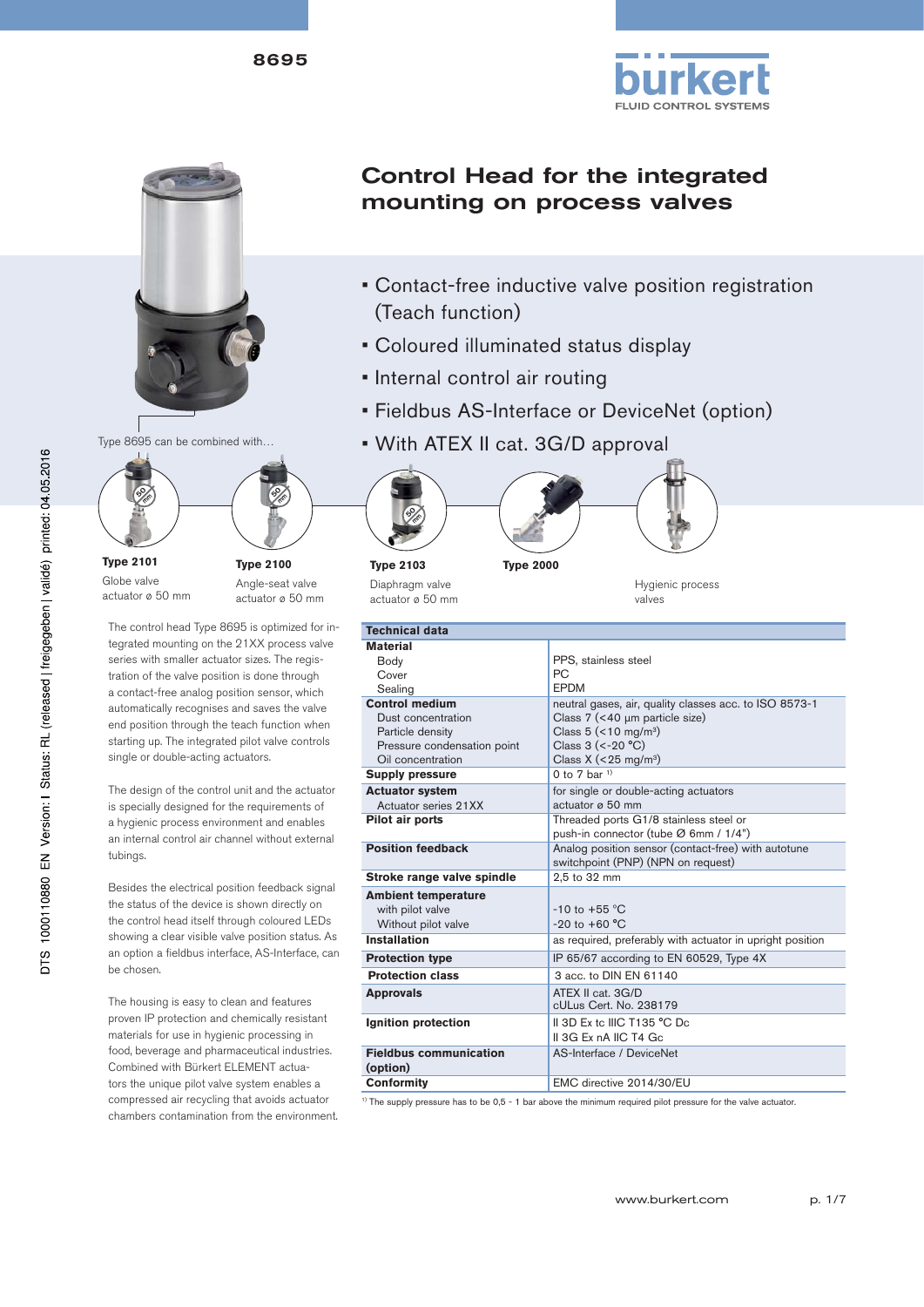8695

# Control Head for the integrated mounting on process valves

- Contact-free inductive valve position registration (Teach function)
- Coloured illuminated status display
- Internal control air routing
- Fieldbus AS-Interface or DeviceNet (option)
- With ATEX II cat. 3G/D approval

Type 8695 can be combined with…

**Type 2101**
Globe valve
actuator ø 50 mm

**Type 2100**
Angle-seat valve
actuator ø 50 mm

**Type 2103**
Diaphragm valve
actuator ø 50 mm

**Type 2000**

Hygienic process valves

The control head Type 8695 is optimized for integrated mounting on the 21XX process valve series with smaller actuator sizes. The registration of the valve position is done through a contact-free analog position sensor, which automatically recognises and saves the valve end position through the teach function when starting up. The integrated pilot valve controls single or double-acting actuators.

The design of the control unit and the actuator is specially designed for the requirements of a hygienic process environment and enables an internal control air channel without external tubings.

Besides the electrical position feedback signal the status of the device is shown directly on the control head itself through coloured LEDs showing a clear visible valve position status. As an option a fieldbus interface, AS-Interface, can be chosen.

The housing is easy to clean and features proven IP protection and chemically resistant materials for use in hygienic processing in food, beverage and pharmaceutical industries. Combined with Bürkert ELEMENT actuators the unique pilot valve system enables a compressed air recycling that avoids actuator chambers contamination from the environment.

| Technical data | |
|---|---|
| **Material** | |
| Body | PPS, stainless steel |
| Cover | PC |
| Sealing | EPDM |
| **Control medium** | neutral gases, air, quality classes acc. to ISO 8573-1 |
| Dust concentration | Class 7 (<40 µm particle size) |
| Particle density | Class 5 (<10 mg/m³) |
| Pressure condensation point | Class 3 (<-20 °C) |
| Oil concentration | Class X (<25 mg/m³) |
| **Supply pressure** | 0 to 7 bar [1] |
| **Actuator system** | for single or double-acting actuators |
| Actuator series 21XX | actuator ø 50 mm |
| **Pilot air ports** | Threaded ports G1/8 stainless steel or push-in connector (tube Ø 6mm / 1/4") |
| **Position feedback** | Analog position sensor (contact-free) with autotune switchpoint (PNP) (NPN on request) |
| **Stroke range valve spindle** | 2,5 to 32 mm |
| **Ambient temperature** | |
| with pilot valve | -10 to +55 °C |
| Without pilot valve | -20 to +60 °C |
| **Installation** | as required, preferably with actuator in upright position |
| **Protection type** | IP 65/67 according to EN 60529, Type 4X |
| **Protection class** | 3 acc. to DIN EN 61140 |
| **Approvals** | ATEX II cat. 3G/D<br>cULus Cert. No. 238179 |
| **Ignition protection** | II 3D Ex tc IIIC T135 °C Dc<br>II 3G Ex nA IIC T4 Gc |
| **Fieldbus communication (option)** | AS-Interface / DeviceNet |
| **Conformity** | EMC directive 2014/30/EU |

[1] The supply pressure has to be 0,5 - 1 bar above the minimum required pilot pressure for the valve actuator.

DTS 1000110880 EN Version: I Status: RL (released | freigegeben | validé) printed: 04.05.2016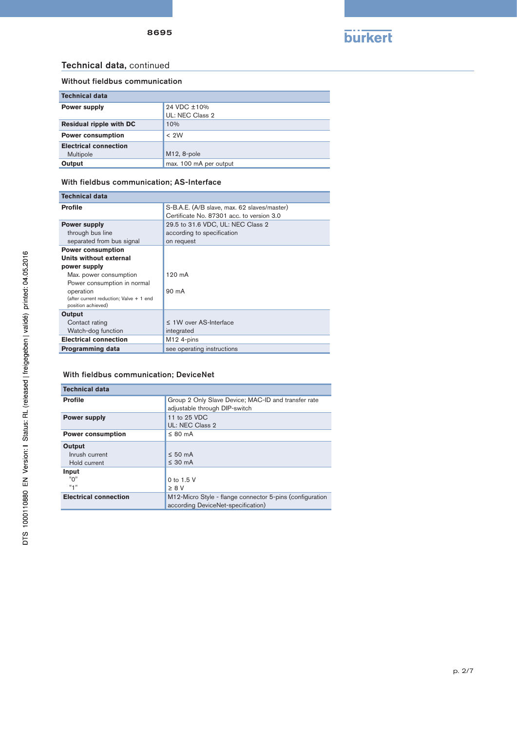## Technical data, continued

### Without fieldbus communication

| Technical data | |
|---|---|
| **Power supply** | 24 VDC ±10%<br>UL: NEC Class 2 |
| **Residual ripple with DC** | 10% |
| **Power consumption** | < 2W |
| **Electrical connection**<br>Multipole | <br>M12, 8-pole |
| **Output** | max. 100 mA per output |

### With fieldbus communication; AS-Interface

| Technical data | |
|---|---|
| **Profile** | S-B.A.E. (A/B slave, max. 62 slaves/master)<br>Certificate No. 87301 acc. to version 3.0 |
| **Power supply**<br>through bus line<br>separated from bus signal | 29.5 to 31.6 VDC, UL: NEC Class 2<br>according to specification<br>on request |
| **Power consumption**<br>**Units without external power supply**<br>Max. power consumption<br>Power consumption in normal operation<br>(after current reduction; Valve + 1 end position achieved) | <br><br>120 mA<br><br>90 mA |
| **Output**<br>Contact rating<br>Watch-dog function | <br>≤ 1W over AS-Interface<br>integrated |
| **Electrical connection** | M12 4-pins |
| **Programming data** | see operating instructions |

### With fieldbus communication; DeviceNet

| Technical data | |
|---|---|
| **Profile** | Group 2 Only Slave Device; MAC-ID and transfer rate adjustable through DIP-switch |
| **Power supply** | 11 to 25 VDC<br>UL: NEC Class 2 |
| **Power consumption** | ≤ 80 mA |
| **Output**<br>Inrush current<br>Hold current | <br>≤ 50 mA<br>≤ 30 mA |
| **Input**<br>"0"<br>"1" | <br>0 to 1.5 V<br>≥ 8 V |
| **Electrical connection** | M12-Micro Style - flange connector 5-pins (configuration according DeviceNet-specification) |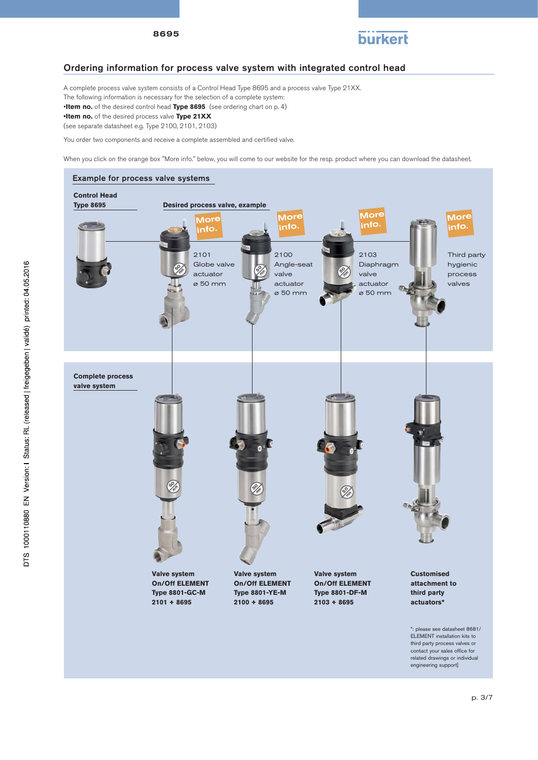## Ordering information for process valve system with integrated control head

A complete process valve system consists of a Control Head Type 8695 and a process valve Type 21XX.
The following information is necessary for the selection of a complete system:
•**Item no.** of the desired control head **Type 8695** (see ordering chart on p. 4)
•**Item no.** of the desired process valve **Type 21XX**
(see separate datasheet e.g. Type 2100, 2101, 2103)

You order two components and receive a complete assembled and certified valve.

When you click on the orange box "More info." below, you will come to our website for the resp. product where you can download the datasheet.

### Example for process valve systems

**Control Head Type 8695**

**Desired process valve, example**

More info.
2101
Globe valve
actuator
ø 50 mm

More info.
2100
Angle-seat
valve
actuator
ø 50 mm

More info.
2103
Diaphragm
valve
actuator
ø 50 mm

More info.
Third party
hygienic
process
valves

**Complete process valve system**

**Valve system**
**On/Off ELEMENT**
**Type 8801-GC-M**
**2101 + 8695**

**Valve system**
**On/Off ELEMENT**
**Type 8801-YE-M**
**2100 + 8695**

**Valve system**
**On/Off ELEMENT**
**Type 8801-DF-M**
**2103 + 8695**

**Customised**
**attachment to**
**third party**
**actuators***

*: please see datasheet 8681/ ELEMENT installation kits to third party process valves or contact your sales office for related drawings or individual engineering support]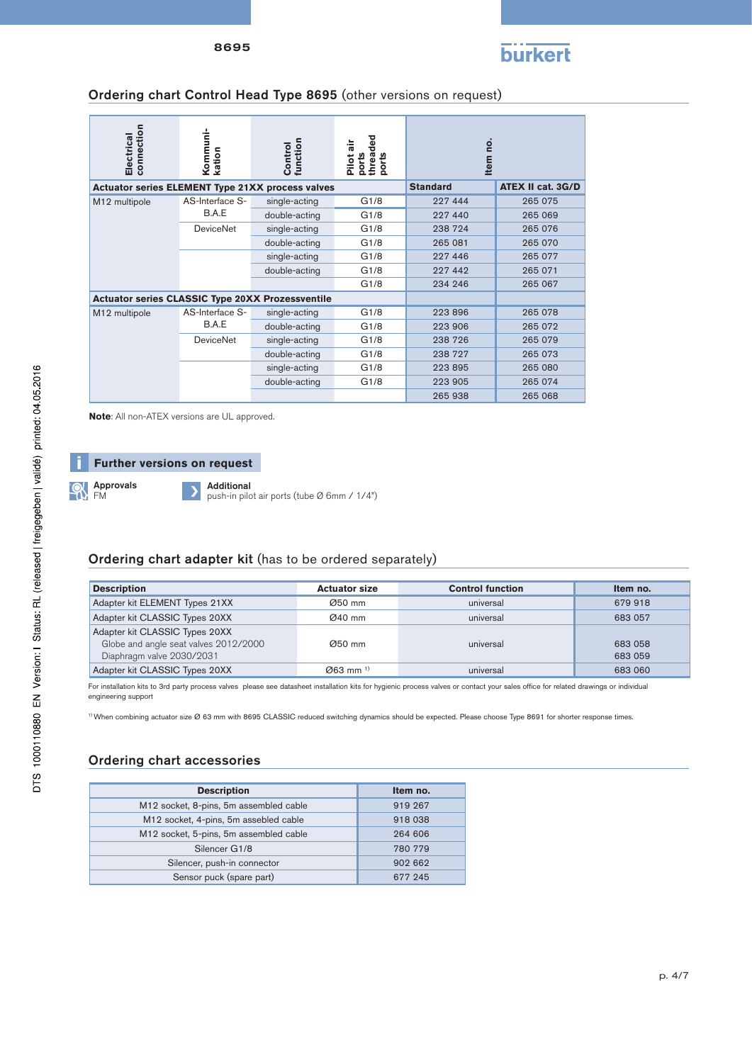## Ordering chart Control Head Type 8695 (other versions on request)

| Electrical connection | Kommuni-kation | Control function | Pilot air ports threaded ports | Item no. | |
|---|---|---|---|---|---|
| **Actuator series ELEMENT Type 21XX process valves** | | | | **Standard** | **ATEX II cat. 3G/D** |
| M12 multipole | AS-Interface S-B.A.E | single-acting | G1/8 | 227 444 | 265 075 |
| | | double-acting | G1/8 | 227 440 | 265 069 |
| | DeviceNet | single-acting | G1/8 | 238 724 | 265 076 |
| | | double-acting | G1/8 | 265 081 | 265 070 |
| | | single-acting | G1/8 | 227 446 | 265 077 |
| | | double-acting | G1/8 | 227 442 | 265 071 |
| | | | G1/8 | 234 246 | 265 067 |
| **Actuator series CLASSIC Type 20XX Prozessventile** | | | | | |
| M12 multipole | AS-Interface S-B.A.E | single-acting | G1/8 | 223 896 | 265 078 |
| | | double-acting | G1/8 | 223 906 | 265 072 |
| | DeviceNet | single-acting | G1/8 | 238 726 | 265 079 |
| | | double-acting | G1/8 | 238 727 | 265 073 |
| | | single-acting | G1/8 | 223 895 | 265 080 |
| | | double-acting | G1/8 | 223 905 | 265 074 |
| | | | | 265 938 | 265 068 |

**Note**: All non-ATEX versions are UL approved.

### Further versions on request

**Approvals**
FM

**Additional**
push-in pilot air ports (tube Ø 6mm / 1/4")

## Ordering chart adapter kit (has to be ordered separately)

| Description | Actuator size | Control function | Item no. |
|---|---|---|---|
| Adapter kit ELEMENT Types 21XX | Ø50 mm | universal | 679 918 |
| Adapter kit CLASSIC Types 20XX | Ø40 mm | universal | 683 057 |
| Adapter kit CLASSIC Types 20XX<br>Globe and angle seat valves 2012/2000<br>Diaphragm valve 2030/2031 | Ø50 mm | universal | 683 058<br>683 059 |
| Adapter kit CLASSIC Types 20XX | Ø63 mm [1] | universal | 683 060 |

For installation kits to 3rd party process valves please see datasheet installation kits for hygienic process valves or contact your sales office for related drawings or individual engineering support

[1] When combining actuator size Ø 63 mm with 8695 CLASSIC reduced switching dynamics should be expected. Please choose Type 8691 for shorter response times.

## Ordering chart accessories

| Description | Item no. |
|---|---|
| M12 socket, 8-pins, 5m assembled cable | 919 267 |
| M12 socket, 4-pins, 5m assebled cable | 918 038 |
| M12 socket, 5-pins, 5m assembled cable | 264 606 |
| Silencer G1/8 | 780 779 |
| Silencer, push-in connector | 902 662 |
| Sensor puck (spare part) | 677 245 |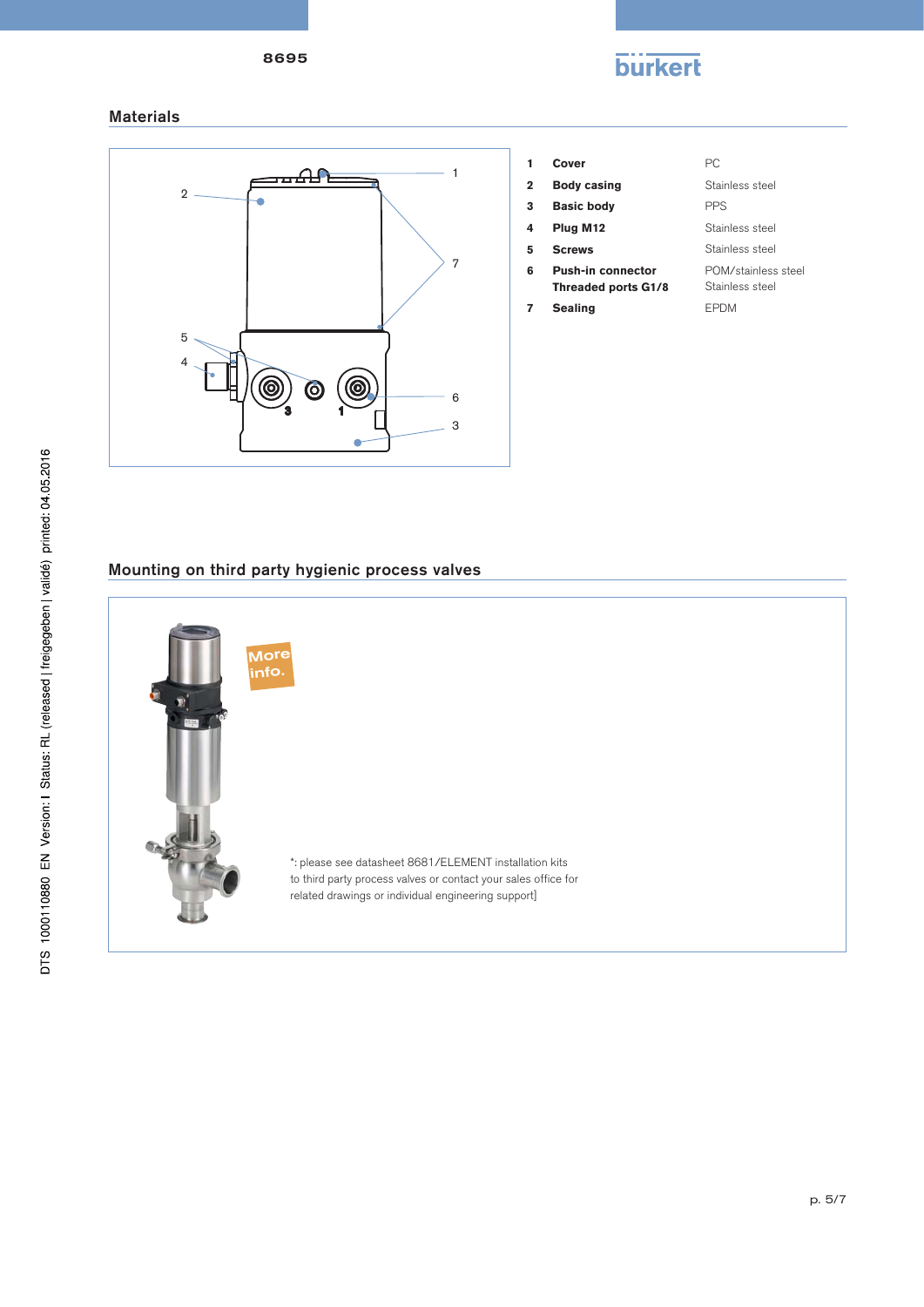## Materials

| | | |
|---|---|---|
| 1 | **Cover** | PC |
| 2 | **Body casing** | Stainless steel |
| 3 | **Basic body** | PPS |
| 4 | **Plug M12** | Stainless steel |
| 5 | **Screws** | Stainless steel |
| 6 | **Push-in connector**<br>**Threaded ports G1/8** | POM/stainless steel<br>Stainless steel |
| 7 | **Sealing** | EPDM |

## Mounting on third party hygienic process valves

More info.

*: please see datasheet 8681/ELEMENT installation kits to third party process valves or contact your sales office for related drawings or individual engineering support]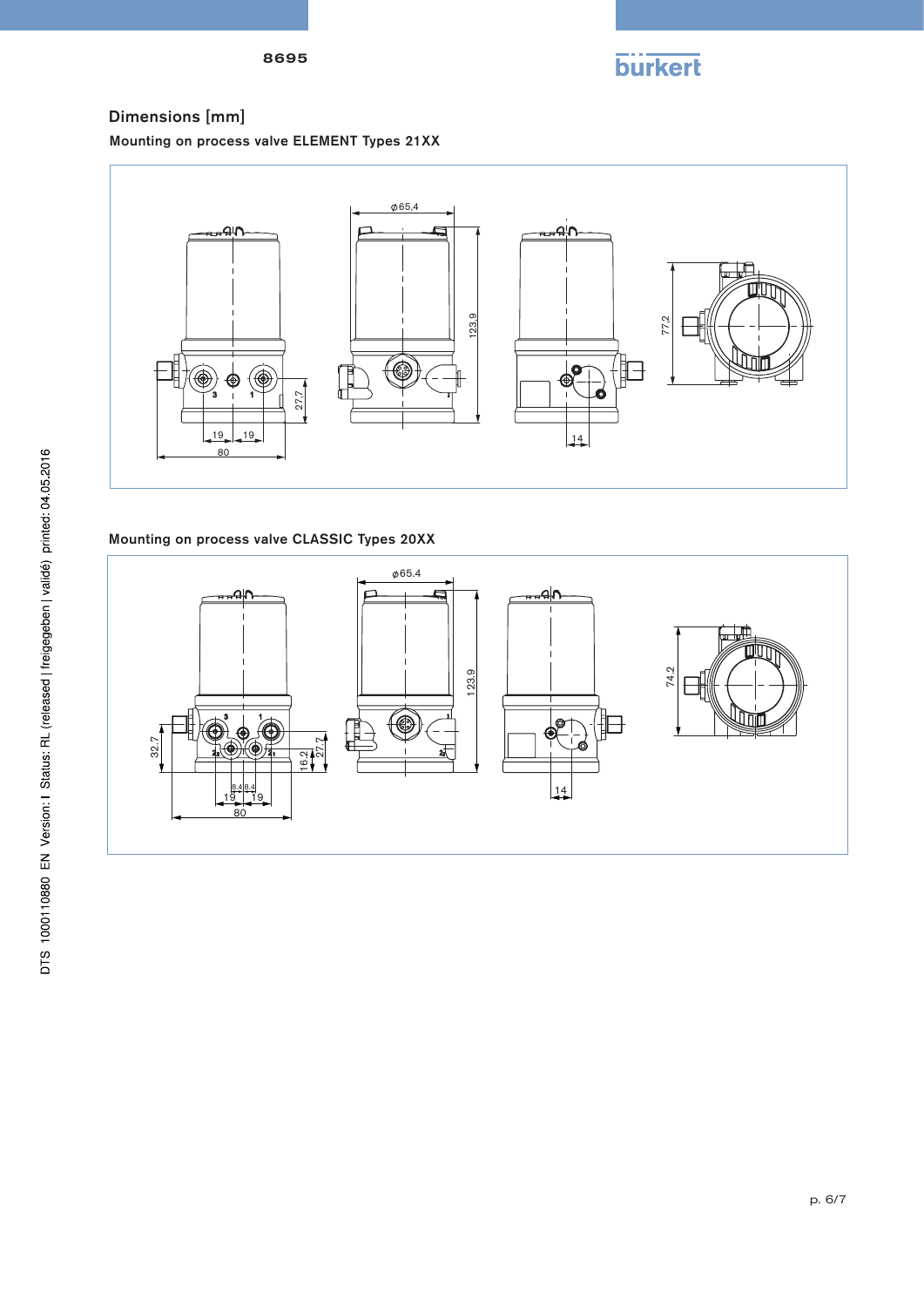## Dimensions [mm]

### Mounting on process valve ELEMENT Types 21XX

ø65,4

123,9

77,2

27,7

19 19

80

14

### Mounting on process valve CLASSIC Types 20XX

ø65.4

123.9

74.2

32.7

16.2

27.7

8.4 8.4

19 19

80

14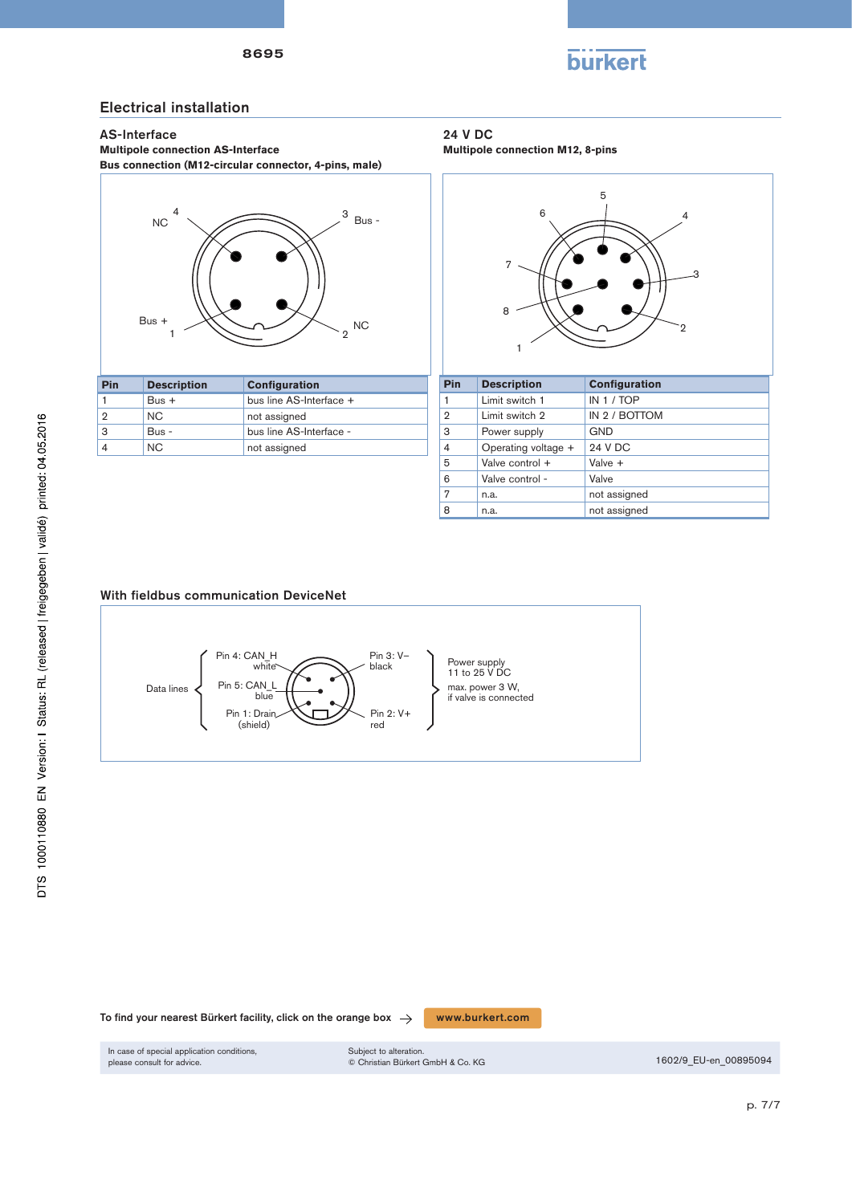## Electrical installation

### AS-Interface

**Multipole connection AS-Interface**

**Bus connection (M12-circular connector, 4-pins, male)**

NC 4
3 Bus -
Bus + 1
NC 2

| Pin | Description | Configuration |
|---|---|---|
| 1 | Bus + | bus line AS-Interface + |
| 2 | NC | not assigned |
| 3 | Bus - | bus line AS-Interface - |
| 4 | NC | not assigned |

### 24 V DC

**Multipole connection M12, 8-pins**

5
6
4
7
3
8
2
1

| Pin | Description | Configuration |
|---|---|---|
| 1 | Limit switch 1 | IN 1 / TOP |
| 2 | Limit switch 2 | IN 2 / BOTTOM |
| 3 | Power supply | GND |
| 4 | Operating voltage + | 24 V DC |
| 5 | Valve control + | Valve + |
| 6 | Valve control - | Valve |
| 7 | n.a. | not assigned |
| 8 | n.a. | not assigned |

### With fieldbus communication DeviceNet

Data lines

Pin 4: CAN_H white

Pin 5: CAN_L blue

Pin 1: Drain (shield)

Pin 3: V– black

Pin 2: V+ red

Power supply 11 to 25 V DC

max. power 3 W, if valve is connected

To find your nearest Bürkert facility, click on the orange box → **www.burkert.com**

In case of special application conditions, please consult for advice.

Subject to alteration.
© Christian Bürkert GmbH & Co. KG

1602/9_EU-en_00895094